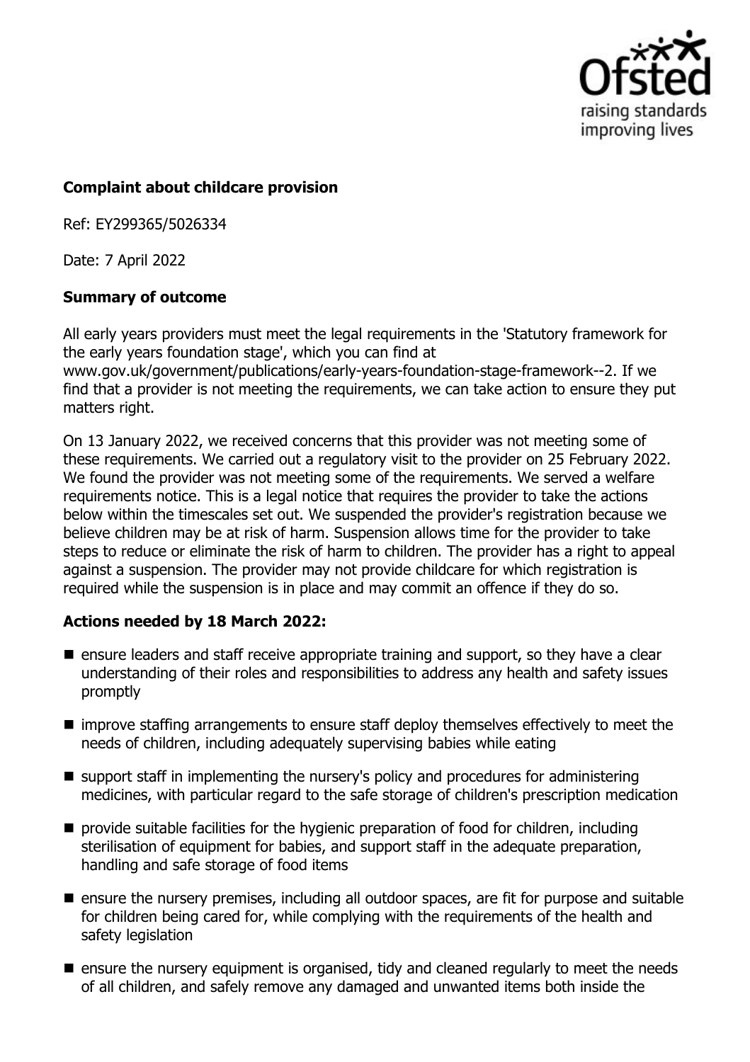**Complaint about childcare provision**

Ref: EY299365/5026334

Date: 7 April 2022

**Summary of outcome**

All early years providers must meet the legal requirements in the 'Statutory framework for the early years foundation stage', which you can find at www.gov.uk/government/publications/early-years-foundation-stage-framework--2. If we find that a provider is not meeting the requirements, we can take action to ensure they put matters right.

On 13 January 2022, we received concerns that this provider was not meeting some of these requirements. We carried out a regulatory visit to the provider on 25 February 2022. We found the provider was not meeting some of the requirements. We served a welfare requirements notice. This is a legal notice that requires the provider to take the actions below within the timescales set out. We suspended the provider's registration because we believe children may be at risk of harm. Suspension allows time for the provider to take steps to reduce or eliminate the risk of harm to children. The provider has a right to appeal against a suspension. The provider may not provide childcare for which registration is required while the suspension is in place and may commit an offence if they do so.

**Actions needed by 18 March 2022:**

- ensure leaders and staff receive appropriate training and support, so they have a clear understanding of their roles and responsibilities to address any health and safety issues promptly
- improve staffing arrangements to ensure staff deploy themselves effectively to meet the needs of children, including adequately supervising babies while eating
- support staff in implementing the nursery's policy and procedures for administering medicines, with particular regard to the safe storage of children's prescription medication
- provide suitable facilities for the hygienic preparation of food for children, including sterilisation of equipment for babies, and support staff in the adequate preparation, handling and safe storage of food items
- ensure the nursery premises, including all outdoor spaces, are fit for purpose and suitable for children being cared for, while complying with the requirements of the health and safety legislation
- ensure the nursery equipment is organised, tidy and cleaned regularly to meet the needs of all children, and safely remove any damaged and unwanted items both inside the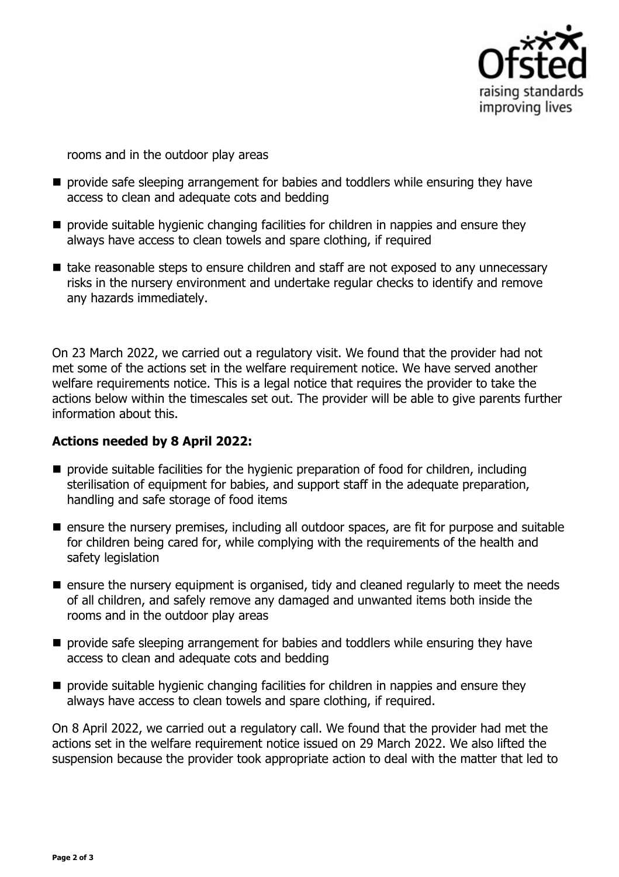rooms and in the outdoor play areas

- provide safe sleeping arrangement for babies and toddlers while ensuring they have access to clean and adequate cots and bedding
- provide suitable hygienic changing facilities for children in nappies and ensure they always have access to clean towels and spare clothing, if required
- take reasonable steps to ensure children and staff are not exposed to any unnecessary risks in the nursery environment and undertake regular checks to identify and remove any hazards immediately.

On 23 March 2022, we carried out a regulatory visit. We found that the provider had not met some of the actions set in the welfare requirement notice. We have served another welfare requirements notice. This is a legal notice that requires the provider to take the actions below within the timescales set out. The provider will be able to give parents further information about this.

**Actions needed by 8 April 2022:**

- provide suitable facilities for the hygienic preparation of food for children, including sterilisation of equipment for babies, and support staff in the adequate preparation, handling and safe storage of food items
- ensure the nursery premises, including all outdoor spaces, are fit for purpose and suitable for children being cared for, while complying with the requirements of the health and safety legislation
- ensure the nursery equipment is organised, tidy and cleaned regularly to meet the needs of all children, and safely remove any damaged and unwanted items both inside the rooms and in the outdoor play areas
- provide safe sleeping arrangement for babies and toddlers while ensuring they have access to clean and adequate cots and bedding
- provide suitable hygienic changing facilities for children in nappies and ensure they always have access to clean towels and spare clothing, if required.

On 8 April 2022, we carried out a regulatory call. We found that the provider had met the actions set in the welfare requirement notice issued on 29 March 2022. We also lifted the suspension because the provider took appropriate action to deal with the matter that led to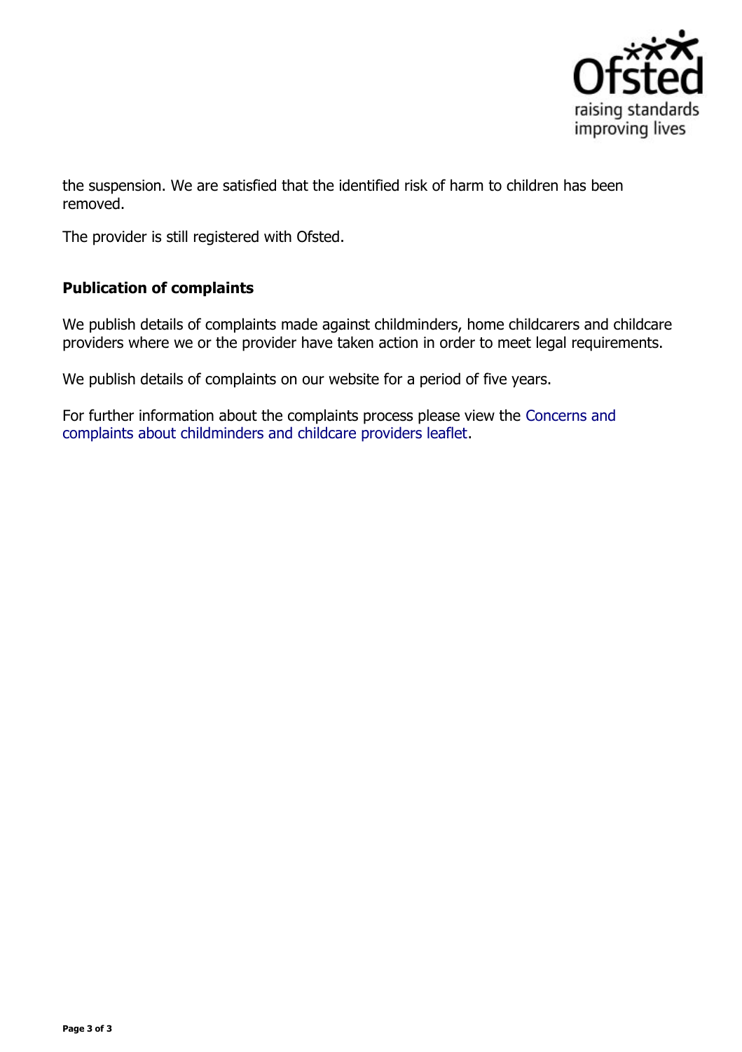the suspension. We are satisfied that the identified risk of harm to children has been removed.

The provider is still registered with Ofsted.

### Publication of complaints

We publish details of complaints made against childminders, home childcarers and childcare providers where we or the provider have taken action in order to meet legal requirements.

We publish details of complaints on our website for a period of five years.

For further information about the complaints process please view the Concerns and complaints about childminders and childcare providers leaflet.